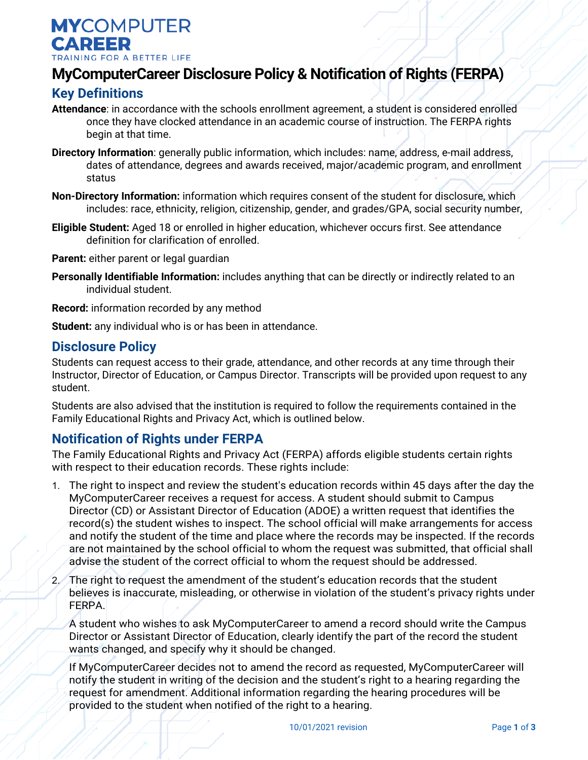MYCOMPUTER CAREER
TRAINING FOR A BETTER LIFE

# MyComputerCareer Disclosure Policy & Notification of Rights (FERPA)

## Key Definitions

**Attendance**: in accordance with the schools enrollment agreement, a student is considered enrolled once they have clocked attendance in an academic course of instruction. The FERPA rights begin at that time.

**Directory Information**: generally public information, which includes: name, address, e-mail address, dates of attendance, degrees and awards received, major/academic program, and enrollment status

**Non-Directory Information:** information which requires consent of the student for disclosure, which includes: race, ethnicity, religion, citizenship, gender, and grades/GPA, social security number,

**Eligible Student:** Aged 18 or enrolled in higher education, whichever occurs first. See attendance definition for clarification of enrolled.

**Parent:** either parent or legal guardian

**Personally Identifiable Information:** includes anything that can be directly or indirectly related to an individual student.

**Record:** information recorded by any method

**Student:** any individual who is or has been in attendance.

## Disclosure Policy

Students can request access to their grade, attendance, and other records at any time through their Instructor, Director of Education, or Campus Director. Transcripts will be provided upon request to any student.

Students are also advised that the institution is required to follow the requirements contained in the Family Educational Rights and Privacy Act, which is outlined below.

## Notification of Rights under FERPA

The Family Educational Rights and Privacy Act (FERPA) affords eligible students certain rights with respect to their education records. These rights include:

1. The right to inspect and review the student's education records within 45 days after the day the MyComputerCareer receives a request for access. A student should submit to Campus Director (CD) or Assistant Director of Education (ADOE) a written request that identifies the record(s) the student wishes to inspect. The school official will make arrangements for access and notify the student of the time and place where the records may be inspected. If the records are not maintained by the school official to whom the request was submitted, that official shall advise the student of the correct official to whom the request should be addressed.
2. The right to request the amendment of the student's education records that the student believes is inaccurate, misleading, or otherwise in violation of the student's privacy rights under FERPA.

   A student who wishes to ask MyComputerCareer to amend a record should write the Campus Director or Assistant Director of Education, clearly identify the part of the record the student wants changed, and specify why it should be changed.

   If MyComputerCareer decides not to amend the record as requested, MyComputerCareer will notify the student in writing of the decision and the student's right to a hearing regarding the request for amendment. Additional information regarding the hearing procedures will be provided to the student when notified of the right to a hearing.

10/01/2021 revision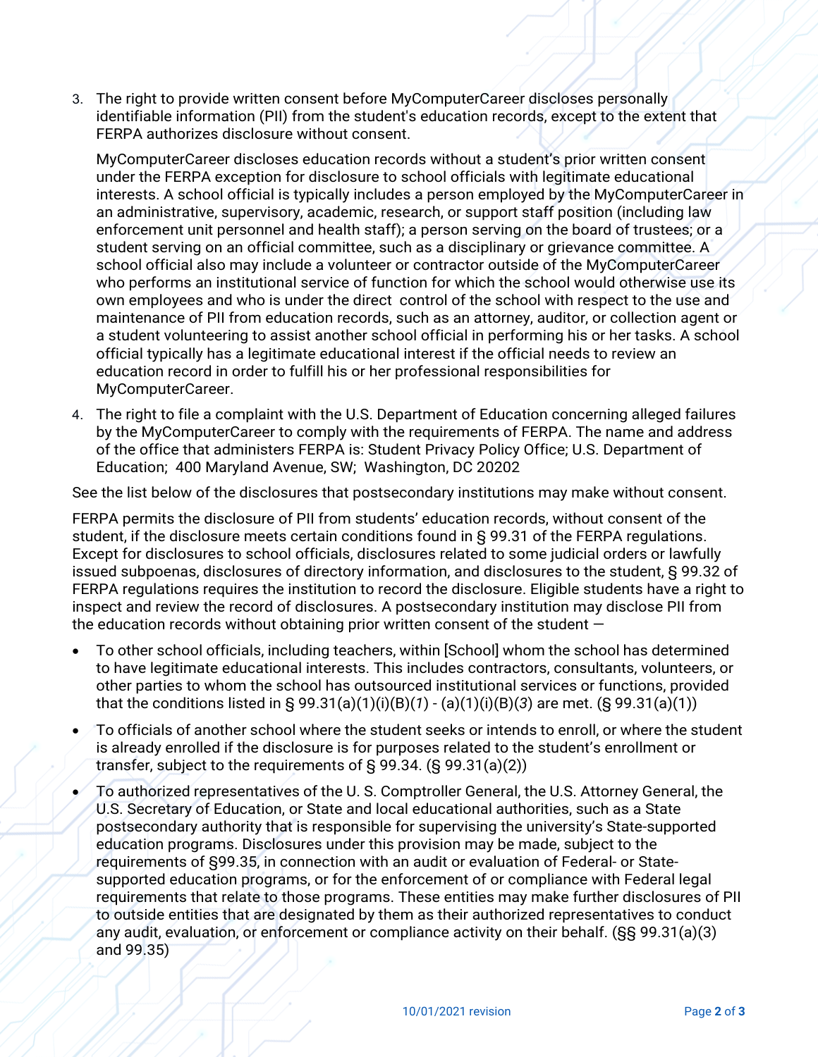3. The right to provide written consent before MyComputerCareer discloses personally identifiable information (PII) from the student's education records, except to the extent that FERPA authorizes disclosure without consent.

   MyComputerCareer discloses education records without a student's prior written consent under the FERPA exception for disclosure to school officials with legitimate educational interests. A school official is typically includes a person employed by the MyComputerCareer in an administrative, supervisory, academic, research, or support staff position (including law enforcement unit personnel and health staff); a person serving on the board of trustees; or a student serving on an official committee, such as a disciplinary or grievance committee. A school official also may include a volunteer or contractor outside of the MyComputerCareer who performs an institutional service of function for which the school would otherwise use its own employees and who is under the direct control of the school with respect to the use and maintenance of PII from education records, such as an attorney, auditor, or collection agent or a student volunteering to assist another school official in performing his or her tasks. A school official typically has a legitimate educational interest if the official needs to review an education record in order to fulfill his or her professional responsibilities for MyComputerCareer.

4. The right to file a complaint with the U.S. Department of Education concerning alleged failures by the MyComputerCareer to comply with the requirements of FERPA. The name and address of the office that administers FERPA is: Student Privacy Policy Office; U.S. Department of Education; 400 Maryland Avenue, SW; Washington, DC 20202

See the list below of the disclosures that postsecondary institutions may make without consent.

FERPA permits the disclosure of PII from students' education records, without consent of the student, if the disclosure meets certain conditions found in § 99.31 of the FERPA regulations. Except for disclosures to school officials, disclosures related to some judicial orders or lawfully issued subpoenas, disclosures of directory information, and disclosures to the student, § 99.32 of FERPA regulations requires the institution to record the disclosure. Eligible students have a right to inspect and review the record of disclosures. A postsecondary institution may disclose PII from the education records without obtaining prior written consent of the student —

- To other school officials, including teachers, within [School] whom the school has determined to have legitimate educational interests. This includes contractors, consultants, volunteers, or other parties to whom the school has outsourced institutional services or functions, provided that the conditions listed in § 99.31(a)(1)(i)(B)(*1*) - (a)(1)(i)(B)(*3*) are met. (§ 99.31(a)(1))
- To officials of another school where the student seeks or intends to enroll, or where the student is already enrolled if the disclosure is for purposes related to the student's enrollment or transfer, subject to the requirements of § 99.34. (§ 99.31(a)(2))
- To authorized representatives of the U. S. Comptroller General, the U.S. Attorney General, the U.S. Secretary of Education, or State and local educational authorities, such as a State postsecondary authority that is responsible for supervising the university's State-supported education programs. Disclosures under this provision may be made, subject to the requirements of §99.35, in connection with an audit or evaluation of Federal- or State-supported education programs, or for the enforcement of or compliance with Federal legal requirements that relate to those programs. These entities may make further disclosures of PII to outside entities that are designated by them as their authorized representatives to conduct any audit, evaluation, or enforcement or compliance activity on their behalf. (§§ 99.31(a)(3) and 99.35)

10/01/2021 revision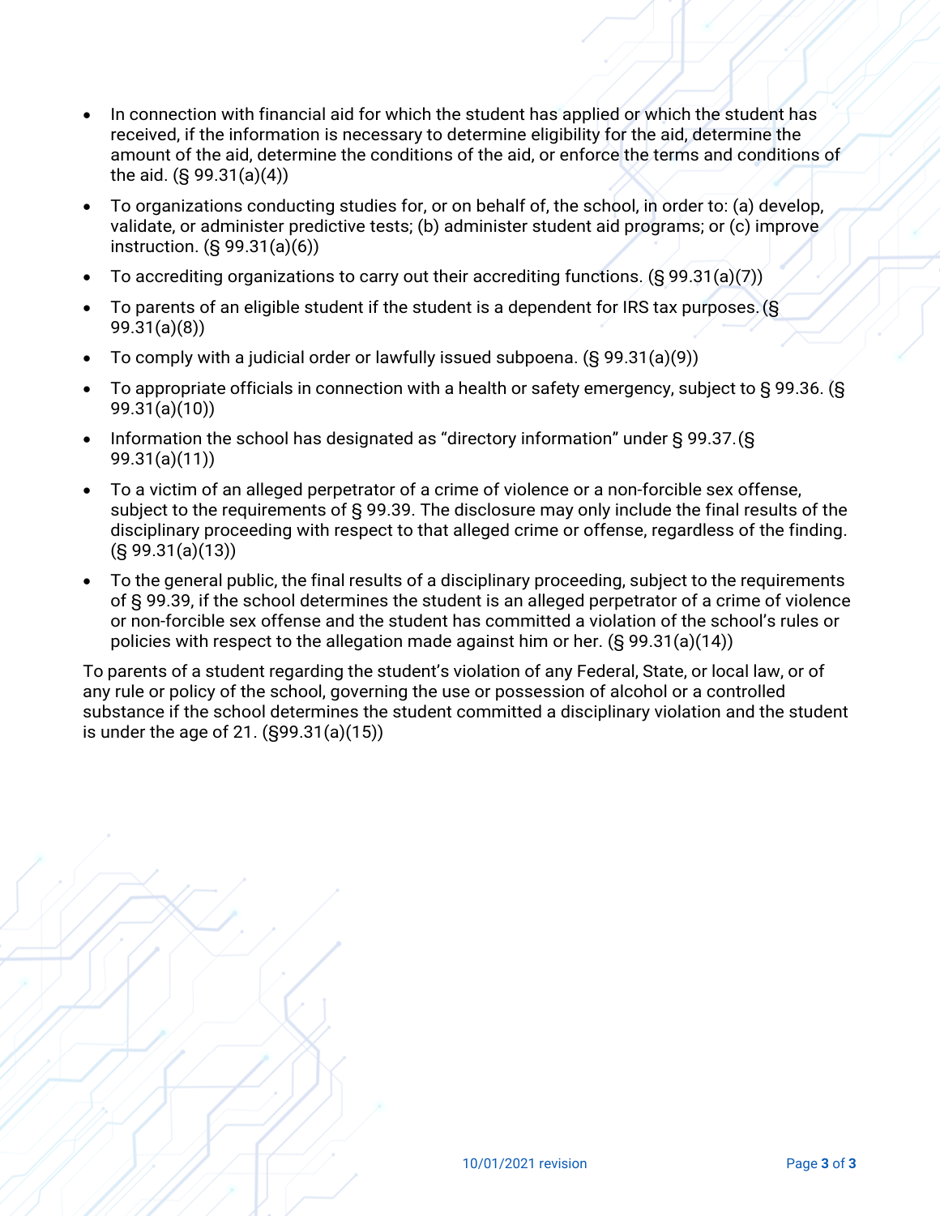- In connection with financial aid for which the student has applied or which the student has received, if the information is necessary to determine eligibility for the aid, determine the amount of the aid, determine the conditions of the aid, or enforce the terms and conditions of the aid. (§ 99.31(a)(4))
- To organizations conducting studies for, or on behalf of, the school, in order to: (a) develop, validate, or administer predictive tests; (b) administer student aid programs; or (c) improve instruction. (§ 99.31(a)(6))
- To accrediting organizations to carry out their accrediting functions. (§ 99.31(a)(7))
- To parents of an eligible student if the student is a dependent for IRS tax purposes. (§ 99.31(a)(8))
- To comply with a judicial order or lawfully issued subpoena. (§ 99.31(a)(9))
- To appropriate officials in connection with a health or safety emergency, subject to § 99.36. (§ 99.31(a)(10))
- Information the school has designated as "directory information" under § 99.37. (§ 99.31(a)(11))
- To a victim of an alleged perpetrator of a crime of violence or a non-forcible sex offense, subject to the requirements of § 99.39. The disclosure may only include the final results of the disciplinary proceeding with respect to that alleged crime or offense, regardless of the finding. (§ 99.31(a)(13))
- To the general public, the final results of a disciplinary proceeding, subject to the requirements of § 99.39, if the school determines the student is an alleged perpetrator of a crime of violence or non-forcible sex offense and the student has committed a violation of the school's rules or policies with respect to the allegation made against him or her. (§ 99.31(a)(14))

To parents of a student regarding the student's violation of any Federal, State, or local law, or of any rule or policy of the school, governing the use or possession of alcohol or a controlled substance if the school determines the student committed a disciplinary violation and the student is under the age of 21. (§99.31(a)(15))

10/01/2021 revision